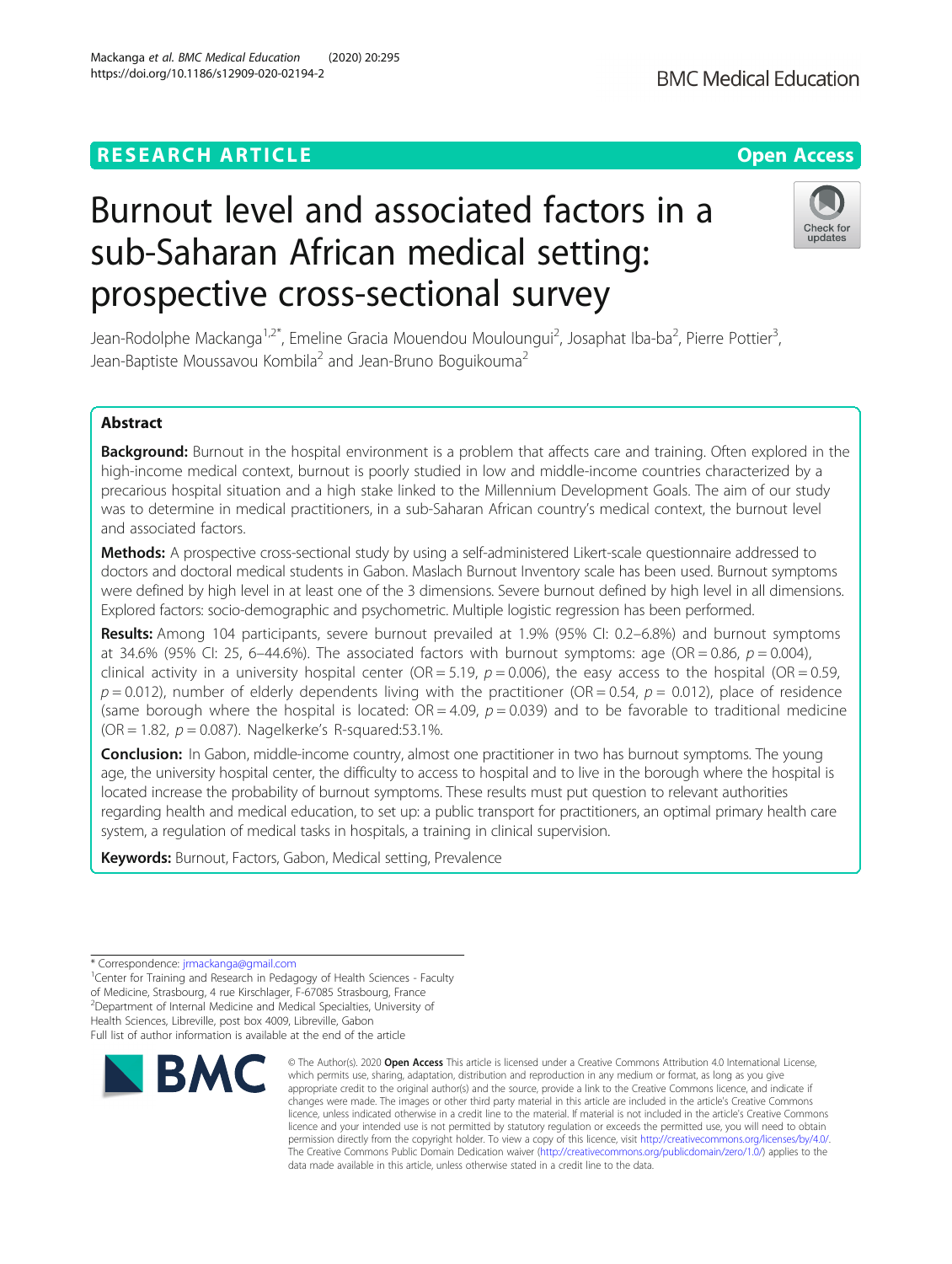RESEARCH ARTICLE

Open Access

# Burnout level and associated factors in a sub-Saharan African medical setting: prospective cross-sectional survey

Jean-Rodolphe Mackanga[1,2*], Emeline Gracia Mouendou Mouloungui[2], Josaphat Iba-ba[2], Pierre Pottier[3], Jean-Baptiste Moussavou Kombila[2] and Jean-Bruno Boguikouma[2]

## Abstract

**Background:** Burnout in the hospital environment is a problem that affects care and training. Often explored in the high-income medical context, burnout is poorly studied in low and middle-income countries characterized by a precarious hospital situation and a high stake linked to the Millennium Development Goals. The aim of our study was to determine in medical practitioners, in a sub-Saharan African country's medical context, the burnout level and associated factors.

**Methods:** A prospective cross-sectional study by using a self-administered Likert-scale questionnaire addressed to doctors and doctoral medical students in Gabon. Maslach Burnout Inventory scale has been used. Burnout symptoms were defined by high level in at least one of the 3 dimensions. Severe burnout defined by high level in all dimensions. Explored factors: socio-demographic and psychometric. Multiple logistic regression has been performed.

**Results:** Among 104 participants, severe burnout prevailed at 1.9% (95% CI: 0.2–6.8%) and burnout symptoms at 34.6% (95% CI: 25, 6–44.6%). The associated factors with burnout symptoms: age (OR = 0.86, $p = 0.004$), clinical activity in a university hospital center (OR = 5.19, $p = 0.006$), the easy access to the hospital (OR = 0.59, $p = 0.012$), number of elderly dependents living with the practitioner (OR = 0.54, $p = 0.012$), place of residence (same borough where the hospital is located: OR = 4.09, $p = 0.039$) and to be favorable to traditional medicine (OR = 1.82, $p = 0.087$). Nagelkerke's R-squared:53.1%.

**Conclusion:** In Gabon, middle-income country, almost one practitioner in two has burnout symptoms. The young age, the university hospital center, the difficulty to access to hospital and to live in the borough where the hospital is located increase the probability of burnout symptoms. These results must put question to relevant authorities regarding health and medical education, to set up: a public transport for practitioners, an optimal primary health care system, a regulation of medical tasks in hospitals, a training in clinical supervision.

**Keywords:** Burnout, Factors, Gabon, Medical setting, Prevalence

---

\* Correspondence: jrmackanga@gmail.com

[1]Center for Training and Research in Pedagogy of Health Sciences - Faculty of Medicine, Strasbourg, 4 rue Kirschlager, F-67085 Strasbourg, France

[2]Department of Internal Medicine and Medical Specialties, University of Health Sciences, Libreville, post box 4009, Libreville, Gabon

Full list of author information is available at the end of the article

© The Author(s). 2020 **Open Access** This article is licensed under a Creative Commons Attribution 4.0 International License, which permits use, sharing, adaptation, distribution and reproduction in any medium or format, as long as you give appropriate credit to the original author(s) and the source, provide a link to the Creative Commons licence, and indicate if changes were made. The images or other third party material in this article are included in the article's Creative Commons licence, unless indicated otherwise in a credit line to the material. If material is not included in the article's Creative Commons licence and your intended use is not permitted by statutory regulation or exceeds the permitted use, you will need to obtain permission directly from the copyright holder. To view a copy of this licence, visit http://creativecommons.org/licenses/by/4.0/. The Creative Commons Public Domain Dedication waiver (http://creativecommons.org/publicdomain/zero/1.0/) applies to the data made available in this article, unless otherwise stated in a credit line to the data.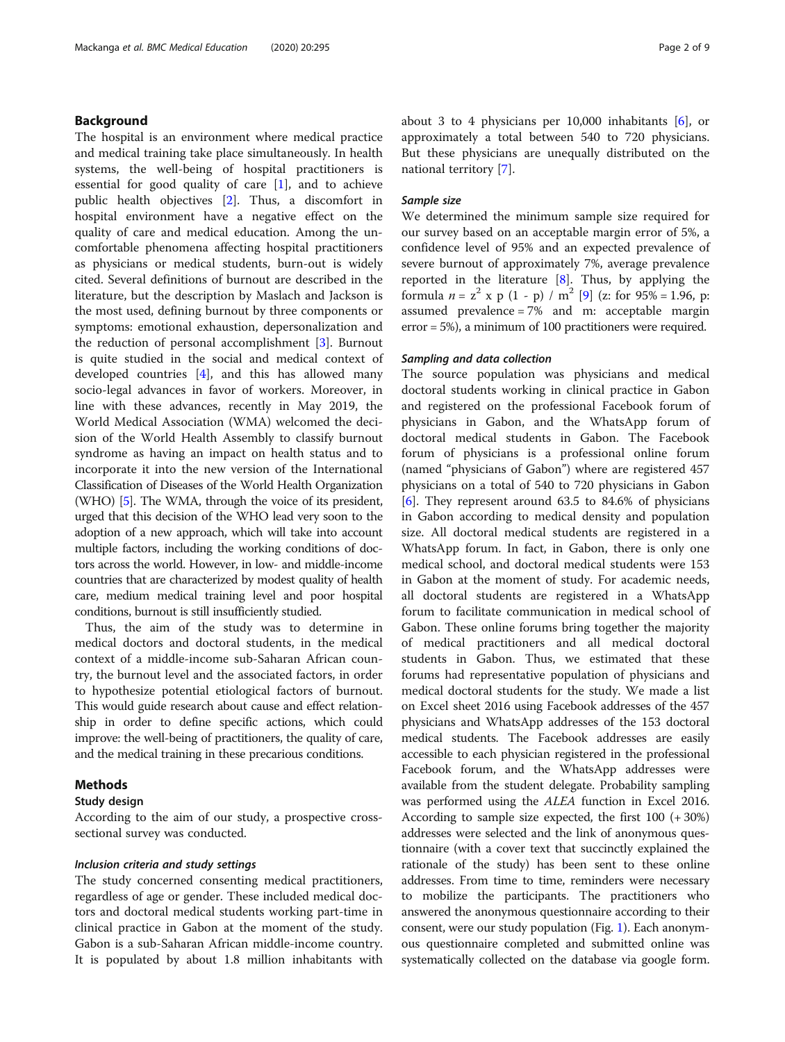## Background

The hospital is an environment where medical practice and medical training take place simultaneously. In health systems, the well-being of hospital practitioners is essential for good quality of care [1], and to achieve public health objectives [2]. Thus, a discomfort in hospital environment have a negative effect on the quality of care and medical education. Among the uncomfortable phenomena affecting hospital practitioners as physicians or medical students, burn-out is widely cited. Several definitions of burnout are described in the literature, but the description by Maslach and Jackson is the most used, defining burnout by three components or symptoms: emotional exhaustion, depersonalization and the reduction of personal accomplishment [3]. Burnout is quite studied in the social and medical context of developed countries [4], and this has allowed many socio-legal advances in favor of workers. Moreover, in line with these advances, recently in May 2019, the World Medical Association (WMA) welcomed the decision of the World Health Assembly to classify burnout syndrome as having an impact on health status and to incorporate it into the new version of the International Classification of Diseases of the World Health Organization (WHO) [5]. The WMA, through the voice of its president, urged that this decision of the WHO lead very soon to the adoption of a new approach, which will take into account multiple factors, including the working conditions of doctors across the world. However, in low- and middle-income countries that are characterized by modest quality of health care, medium medical training level and poor hospital conditions, burnout is still insufficiently studied.

Thus, the aim of the study was to determine in medical doctors and doctoral students, in the medical context of a middle-income sub-Saharan African country, the burnout level and the associated factors, in order to hypothesize potential etiological factors of burnout. This would guide research about cause and effect relationship in order to define specific actions, which could improve: the well-being of practitioners, the quality of care, and the medical training in these precarious conditions.

## Methods

### Study design

According to the aim of our study, a prospective cross-sectional survey was conducted.

#### *Inclusion criteria and study settings*

The study concerned consenting medical practitioners, regardless of age or gender. These included medical doctors and doctoral medical students working part-time in clinical practice in Gabon at the moment of the study. Gabon is a sub-Saharan African middle-income country. It is populated by about 1.8 million inhabitants with about 3 to 4 physicians per 10,000 inhabitants [6], or approximately a total between 540 to 720 physicians. But these physicians are unequally distributed on the national territory [7].

#### *Sample size*

We determined the minimum sample size required for our survey based on an acceptable margin error of 5%, a confidence level of 95% and an expected prevalence of severe burnout of approximately 7%, average prevalence reported in the literature [8]. Thus, by applying the formula $n = z^2 \times p\ (1 - p) / m^2$ [9] (z: for 95% = 1.96, p: assumed prevalence = 7% and m: acceptable margin error = 5%), a minimum of 100 practitioners were required.

#### *Sampling and data collection*

The source population was physicians and medical doctoral students working in clinical practice in Gabon and registered on the professional Facebook forum of physicians in Gabon, and the WhatsApp forum of doctoral medical students in Gabon. The Facebook forum of physicians is a professional online forum (named "physicians of Gabon") where are registered 457 physicians on a total of 540 to 720 physicians in Gabon [6]. They represent around 63.5 to 84.6% of physicians in Gabon according to medical density and population size. All doctoral medical students are registered in a WhatsApp forum. In fact, in Gabon, there is only one medical school, and doctoral medical students were 153 in Gabon at the moment of study. For academic needs, all doctoral students are registered in a WhatsApp forum to facilitate communication in medical school of Gabon. These online forums bring together the majority of medical practitioners and all medical doctoral students in Gabon. Thus, we estimated that these forums had representative population of physicians and medical doctoral students for the study. We made a list on Excel sheet 2016 using Facebook addresses of the 457 physicians and WhatsApp addresses of the 153 doctoral medical students. The Facebook addresses are easily accessible to each physician registered in the professional Facebook forum, and the WhatsApp addresses were available from the student delegate. Probability sampling was performed using the *ALEA* function in Excel 2016. According to sample size expected, the first 100 (+ 30%) addresses were selected and the link of anonymous questionnaire (with a cover text that succinctly explained the rationale of the study) has been sent to these online addresses. From time to time, reminders were necessary to mobilize the participants. The practitioners who answered the anonymous questionnaire according to their consent, were our study population (Fig. 1). Each anonymous questionnaire completed and submitted online was systematically collected on the database via google form.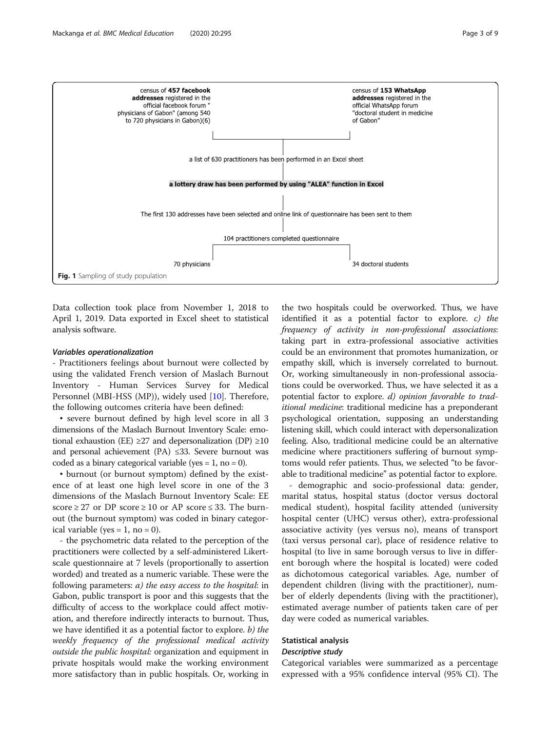census of **457 facebook addresses** registered in the official facebook forum " physicians of Gabon" (among 540 to 720 physicians in Gabon)(6)

census of **153 WhatsApp addresses** registered in the official WhatsApp forum "doctoral student in medicine of Gabon"

a list of 630 practitioners has been performed in an Excel sheet

**a lottery draw has been performed by using "ALEA" function in Excel**

The first 130 addresses have been selected and online link of questionnaire has been sent to them

104 practitioners completed questionnaire

70 physicians

34 doctoral students

**Fig. 1** Sampling of study population

Data collection took place from November 1, 2018 to April 1, 2019. Data exported in Excel sheet to statistical analysis software.

#### *Variables operationalization*

- Practitioners feelings about burnout were collected by using the validated French version of Maslach Burnout Inventory - Human Services Survey for Medical Personnel (MBI-HSS (MP)), widely used [10]. Therefore, the following outcomes criteria have been defined:

• severe burnout defined by high level score in all 3 dimensions of the Maslach Burnout Inventory Scale: emotional exhaustion (EE) ≥27 and depersonalization (DP) ≥10 and personal achievement (PA) ≤33. Severe burnout was coded as a binary categorical variable (yes = 1, no = 0).

• burnout (or burnout symptom) defined by the existence of at least one high level score in one of the 3 dimensions of the Maslach Burnout Inventory Scale: EE score ≥ 27 or DP score ≥ 10 or AP score ≤ 33. The burnout (the burnout symptom) was coded in binary categorical variable (yes = 1, no = 0).

- the psychometric data related to the perception of the practitioners were collected by a self-administered Likert-scale questionnaire at 7 levels (proportionally to assertion worded) and treated as a numeric variable. These were the following parameters: *a) the easy access to the hospital*: in Gabon, public transport is poor and this suggests that the difficulty of access to the workplace could affect motivation, and therefore indirectly interacts to burnout. Thus, we have identified it as a potential factor to explore. *b) the weekly frequency of the professional medical activity outside the public hospital:* organization and equipment in private hospitals would make the working environment more satisfactory than in public hospitals. Or, working in the two hospitals could be overworked. Thus, we have identified it as a potential factor to explore. *c) the frequency of activity in non-professional associations*: taking part in extra-professional associative activities could be an environment that promotes humanization, or empathy skill, which is inversely correlated to burnout. Or, working simultaneously in non-professional associations could be overworked. Thus, we have selected it as a potential factor to explore. *d) opinion favorable to traditional medicine*: traditional medicine has a preponderant psychological orientation, supposing an understanding listening skill, which could interact with depersonalization feeling. Also, traditional medicine could be an alternative medicine where practitioners suffering of burnout symptoms would refer patients. Thus, we selected "to be favorable to traditional medicine" as potential factor to explore.

- demographic and socio-professional data: gender, marital status, hospital status (doctor versus doctoral medical student), hospital facility attended (university hospital center (UHC) versus other), extra-professional associative activity (yes versus no), means of transport (taxi versus personal car), place of residence relative to hospital (to live in same borough versus to live in different borough where the hospital is located) were coded as dichotomous categorical variables. Age, number of dependent children (living with the practitioner), number of elderly dependents (living with the practitioner), estimated average number of patients taken care of per day were coded as numerical variables.

### Statistical analysis

#### *Descriptive study*

Categorical variables were summarized as a percentage expressed with a 95% confidence interval (95% CI). The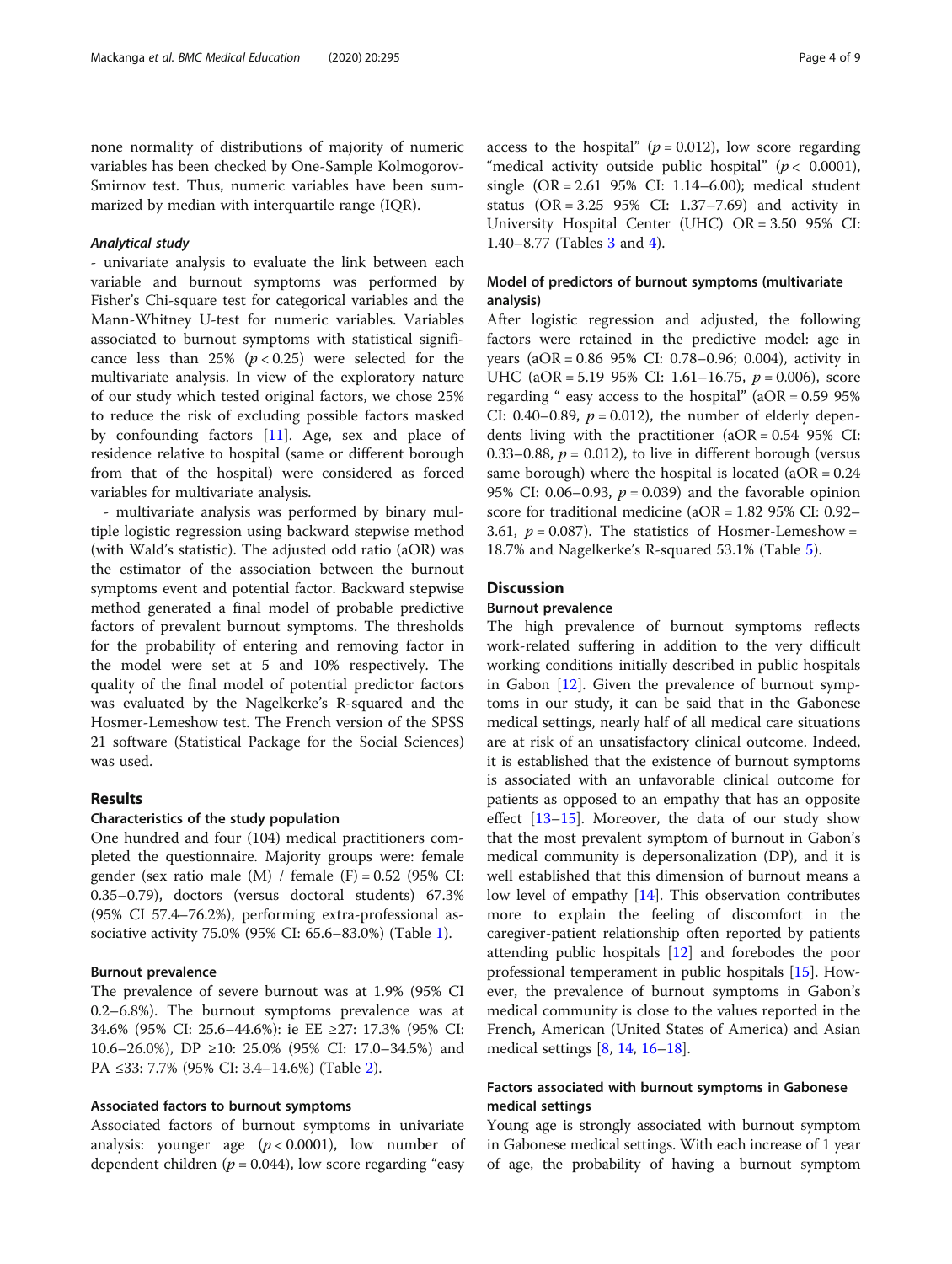none normality of distributions of majority of numeric variables has been checked by One-Sample Kolmogorov-Smirnov test. Thus, numeric variables have been summarized by median with interquartile range (IQR).

#### *Analytical study*

- univariate analysis to evaluate the link between each variable and burnout symptoms was performed by Fisher's Chi-square test for categorical variables and the Mann-Whitney U-test for numeric variables. Variables associated to burnout symptoms with statistical significance less than 25% ($p < 0.25$) were selected for the multivariate analysis. In view of the exploratory nature of our study which tested original factors, we chose 25% to reduce the risk of excluding possible factors masked by confounding factors [11]. Age, sex and place of residence relative to hospital (same or different borough from that of the hospital) were considered as forced variables for multivariate analysis.

- multivariate analysis was performed by binary multiple logistic regression using backward stepwise method (with Wald's statistic). The adjusted odd ratio (aOR) was the estimator of the association between the burnout symptoms event and potential factor. Backward stepwise method generated a final model of probable predictive factors of prevalent burnout symptoms. The thresholds for the probability of entering and removing factor in the model were set at 5 and 10% respectively. The quality of the final model of potential predictor factors was evaluated by the Nagelkerke's R-squared and the Hosmer-Lemeshow test. The French version of the SPSS 21 software (Statistical Package for the Social Sciences) was used.

## Results

### Characteristics of the study population

One hundred and four (104) medical practitioners completed the questionnaire. Majority groups were: female gender (sex ratio male (M) / female (F) = 0.52 (95% CI: 0.35–0.79), doctors (versus doctoral students) 67.3% (95% CI 57.4–76.2%), performing extra-professional associative activity 75.0% (95% CI: 65.6–83.0%) (Table 1).

### Burnout prevalence

The prevalence of severe burnout was at 1.9% (95% CI 0.2–6.8%). The burnout symptoms prevalence was at 34.6% (95% CI: 25.6–44.6%): ie EE ≥27: 17.3% (95% CI: 10.6–26.0%), DP ≥10: 25.0% (95% CI: 17.0–34.5%) and PA ≤33: 7.7% (95% CI: 3.4–14.6%) (Table 2).

### Associated factors to burnout symptoms

Associated factors of burnout symptoms in univariate analysis: younger age ($p < 0.0001$), low number of dependent children ($p = 0.044$), low score regarding "easy access to the hospital" ($p = 0.012$), low score regarding "medical activity outside public hospital" ($p < 0.0001$), single (OR = 2.61 95% CI: 1.14–6.00); medical student status (OR = 3.25 95% CI: 1.37–7.69) and activity in University Hospital Center (UHC) OR = 3.50 95% CI: 1.40–8.77 (Tables 3 and 4).

### Model of predictors of burnout symptoms (multivariate analysis)

After logistic regression and adjusted, the following factors were retained in the predictive model: age in years (aOR = 0.86 95% CI: 0.78–0.96; 0.004), activity in UHC (aOR = 5.19 95% CI: 1.61–16.75, $p = 0.006$), score regarding " easy access to the hospital" (aOR = 0.59 95% CI: 0.40–0.89, $p = 0.012$), the number of elderly dependents living with the practitioner (aOR = 0.54 95% CI: 0.33–0.88, $p = 0.012$), to live in different borough (versus same borough) where the hospital is located (aOR = 0.24 95% CI: 0.06–0.93, $p = 0.039$) and the favorable opinion score for traditional medicine (aOR = 1.82 95% CI: 0.92–3.61, $p = 0.087$). The statistics of Hosmer-Lemeshow = 18.7% and Nagelkerke's R-squared 53.1% (Table 5).

## Discussion

### Burnout prevalence

The high prevalence of burnout symptoms reflects work-related suffering in addition to the very difficult working conditions initially described in public hospitals in Gabon [12]. Given the prevalence of burnout symptoms in our study, it can be said that in the Gabonese medical settings, nearly half of all medical care situations are at risk of an unsatisfactory clinical outcome. Indeed, it is established that the existence of burnout symptoms is associated with an unfavorable clinical outcome for patients as opposed to an empathy that has an opposite effect [13–15]. Moreover, the data of our study show that the most prevalent symptom of burnout in Gabon's medical community is depersonalization (DP), and it is well established that this dimension of burnout means a low level of empathy [14]. This observation contributes more to explain the feeling of discomfort in the caregiver-patient relationship often reported by patients attending public hospitals [12] and forebodes the poor professional temperament in public hospitals [15]. However, the prevalence of burnout symptoms in Gabon's medical community is close to the values reported in the French, American (United States of America) and Asian medical settings [8, 14, 16–18].

### Factors associated with burnout symptoms in Gabonese medical settings

Young age is strongly associated with burnout symptom in Gabonese medical settings. With each increase of 1 year of age, the probability of having a burnout symptom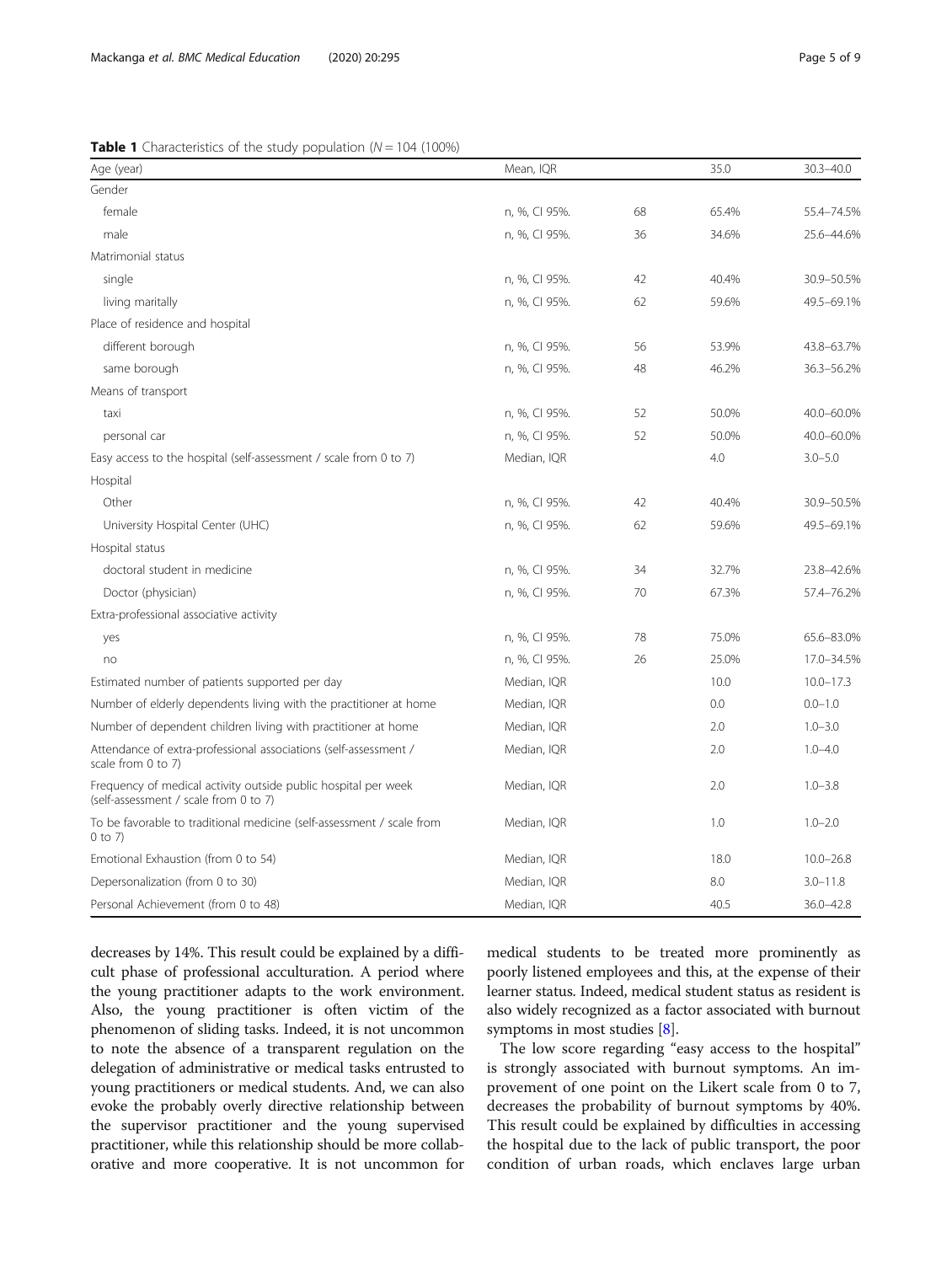**Table 1** Characteristics of the study population (N = 104 (100%))

| Age (year) | Mean, IQR | | 35.0 | 30.3–40.0 |
|---|---|---|---|---|
| Gender | | | | |
| female | n, %, CI 95%. | 68 | 65.4% | 55.4–74.5% |
| male | n, %, CI 95%. | 36 | 34.6% | 25.6–44.6% |
| Matrimonial status | | | | |
| single | n, %, CI 95%. | 42 | 40.4% | 30.9–50.5% |
| living maritally | n, %, CI 95%. | 62 | 59.6% | 49.5–69.1% |
| Place of residence and hospital | | | | |
| different borough | n, %, CI 95%. | 56 | 53.9% | 43.8–63.7% |
| same borough | n, %, CI 95%. | 48 | 46.2% | 36.3–56.2% |
| Means of transport | | | | |
| taxi | n, %, CI 95%. | 52 | 50.0% | 40.0–60.0% |
| personal car | n, %, CI 95%. | 52 | 50.0% | 40.0–60.0% |
| Easy access to the hospital (self-assessment / scale from 0 to 7) | Median, IQR | | 4.0 | 3.0–5.0 |
| Hospital | | | | |
| Other | n, %, CI 95%. | 42 | 40.4% | 30.9–50.5% |
| University Hospital Center (UHC) | n, %, CI 95%. | 62 | 59.6% | 49.5–69.1% |
| Hospital status | | | | |
| doctoral student in medicine | n, %, CI 95%. | 34 | 32.7% | 23.8–42.6% |
| Doctor (physician) | n, %, CI 95%. | 70 | 67.3% | 57.4–76.2% |
| Extra-professional associative activity | | | | |
| yes | n, %, CI 95%. | 78 | 75.0% | 65.6–83.0% |
| no | n, %, CI 95%. | 26 | 25.0% | 17.0–34.5% |
| Estimated number of patients supported per day | Median, IQR | | 10.0 | 10.0–17.3 |
| Number of elderly dependents living with the practitioner at home | Median, IQR | | 0.0 | 0.0–1.0 |
| Number of dependent children living with practitioner at home | Median, IQR | | 2.0 | 1.0–3.0 |
| Attendance of extra-professional associations (self-assessment / scale from 0 to 7) | Median, IQR | | 2.0 | 1.0–4.0 |
| Frequency of medical activity outside public hospital per week (self-assessment / scale from 0 to 7) | Median, IQR | | 2.0 | 1.0–3.8 |
| To be favorable to traditional medicine (self-assessment / scale from 0 to 7) | Median, IQR | | 1.0 | 1.0–2.0 |
| Emotional Exhaustion (from 0 to 54) | Median, IQR | | 18.0 | 10.0–26.8 |
| Depersonalization (from 0 to 30) | Median, IQR | | 8.0 | 3.0–11.8 |
| Personal Achievement (from 0 to 48) | Median, IQR | | 40.5 | 36.0–42.8 |

decreases by 14%. This result could be explained by a difficult phase of professional acculturation. A period where the young practitioner adapts to the work environment. Also, the young practitioner is often victim of the phenomenon of sliding tasks. Indeed, it is not uncommon to note the absence of a transparent regulation on the delegation of administrative or medical tasks entrusted to young practitioners or medical students. And, we can also evoke the probably overly directive relationship between the supervisor practitioner and the young supervised practitioner, while this relationship should be more collaborative and more cooperative. It is not uncommon for medical students to be treated more prominently as poorly listened employees and this, at the expense of their learner status. Indeed, medical student status as resident is also widely recognized as a factor associated with burnout symptoms in most studies [8].

The low score regarding "easy access to the hospital" is strongly associated with burnout symptoms. An improvement of one point on the Likert scale from 0 to 7, decreases the probability of burnout symptoms by 40%. This result could be explained by difficulties in accessing the hospital due to the lack of public transport, the poor condition of urban roads, which enclaves large urban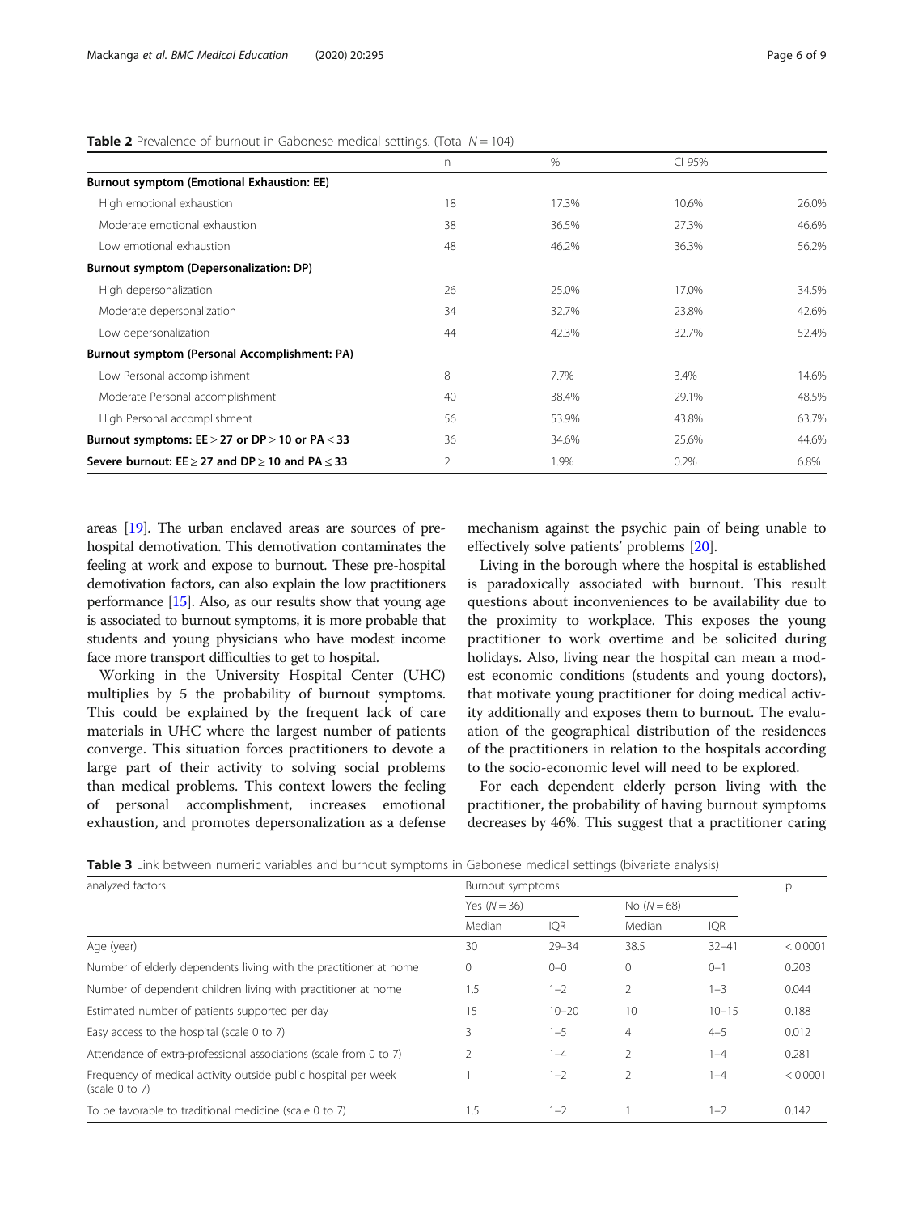**Table 2** Prevalence of burnout in Gabonese medical settings. (Total $N = 104$)

| | n | % | CI 95% | |
|---|---|---|---|---|
| **Burnout symptom (Emotional Exhaustion: EE)** | | | | |
| High emotional exhaustion | 18 | 17.3% | 10.6% | 26.0% |
| Moderate emotional exhaustion | 38 | 36.5% | 27.3% | 46.6% |
| Low emotional exhaustion | 48 | 46.2% | 36.3% | 56.2% |
| **Burnout symptom (Depersonalization: DP)** | | | | |
| High depersonalization | 26 | 25.0% | 17.0% | 34.5% |
| Moderate depersonalization | 34 | 32.7% | 23.8% | 42.6% |
| Low depersonalization | 44 | 42.3% | 32.7% | 52.4% |
| **Burnout symptom (Personal Accomplishment: PA)** | | | | |
| Low Personal accomplishment | 8 | 7.7% | 3.4% | 14.6% |
| Moderate Personal accomplishment | 40 | 38.4% | 29.1% | 48.5% |
| High Personal accomplishment | 56 | 53.9% | 43.8% | 63.7% |
| **Burnout symptoms: EE ≥ 27 or DP ≥ 10 or PA ≤ 33** | 36 | 34.6% | 25.6% | 44.6% |
| **Severe burnout: EE ≥ 27 and DP ≥ 10 and PA ≤ 33** | 2 | 1.9% | 0.2% | 6.8% |

areas [19]. The urban enclaved areas are sources of pre-hospital demotivation. This demotivation contaminates the feeling at work and expose to burnout. These pre-hospital demotivation factors, can also explain the low practitioners performance [15]. Also, as our results show that young age is associated to burnout symptoms, it is more probable that students and young physicians who have modest income face more transport difficulties to get to hospital.

Working in the University Hospital Center (UHC) multiplies by 5 the probability of burnout symptoms. This could be explained by the frequent lack of care materials in UHC where the largest number of patients converge. This situation forces practitioners to devote a large part of their activity to solving social problems than medical problems. This context lowers the feeling of personal accomplishment, increases emotional exhaustion, and promotes depersonalization as a defense mechanism against the psychic pain of being unable to effectively solve patients' problems [20].

Living in the borough where the hospital is established is paradoxically associated with burnout. This result questions about inconveniences to be availability due to the proximity to workplace. This exposes the young practitioner to work overtime and be solicited during holidays. Also, living near the hospital can mean a modest economic conditions (students and young doctors), that motivate young practitioner for doing medical activity additionally and exposes them to burnout. The evaluation of the geographical distribution of the residences of the practitioners in relation to the hospitals according to the socio-economic level will need to be explored.

For each dependent elderly person living with the practitioner, the probability of having burnout symptoms decreases by 46%. This suggest that a practitioner caring

**Table 3** Link between numeric variables and burnout symptoms in Gabonese medical settings (bivariate analysis)

| analyzed factors | Burnout symptoms | | | | p |
|---|---|---|---|---|---|
| | Yes ($N = 36$) | | No ($N = 68$) | | |
| | Median | IQR | Median | IQR | |
| Age (year) | 30 | 29–34 | 38.5 | 32–41 | < 0.0001 |
| Number of elderly dependents living with the practitioner at home | 0 | 0–0 | 0 | 0–1 | 0.203 |
| Number of dependent children living with practitioner at home | 1.5 | 1–2 | 2 | 1–3 | 0.044 |
| Estimated number of patients supported per day | 15 | 10–20 | 10 | 10–15 | 0.188 |
| Easy access to the hospital (scale 0 to 7) | 3 | 1–5 | 4 | 4–5 | 0.012 |
| Attendance of extra-professional associations (scale from 0 to 7) | 2 | 1–4 | 2 | 1–4 | 0.281 |
| Frequency of medical activity outside public hospital per week (scale 0 to 7) | 1 | 1–2 | 2 | 1–4 | < 0.0001 |
| To be favorable to traditional medicine (scale 0 to 7) | 1.5 | 1–2 | 1 | 1–2 | 0.142 |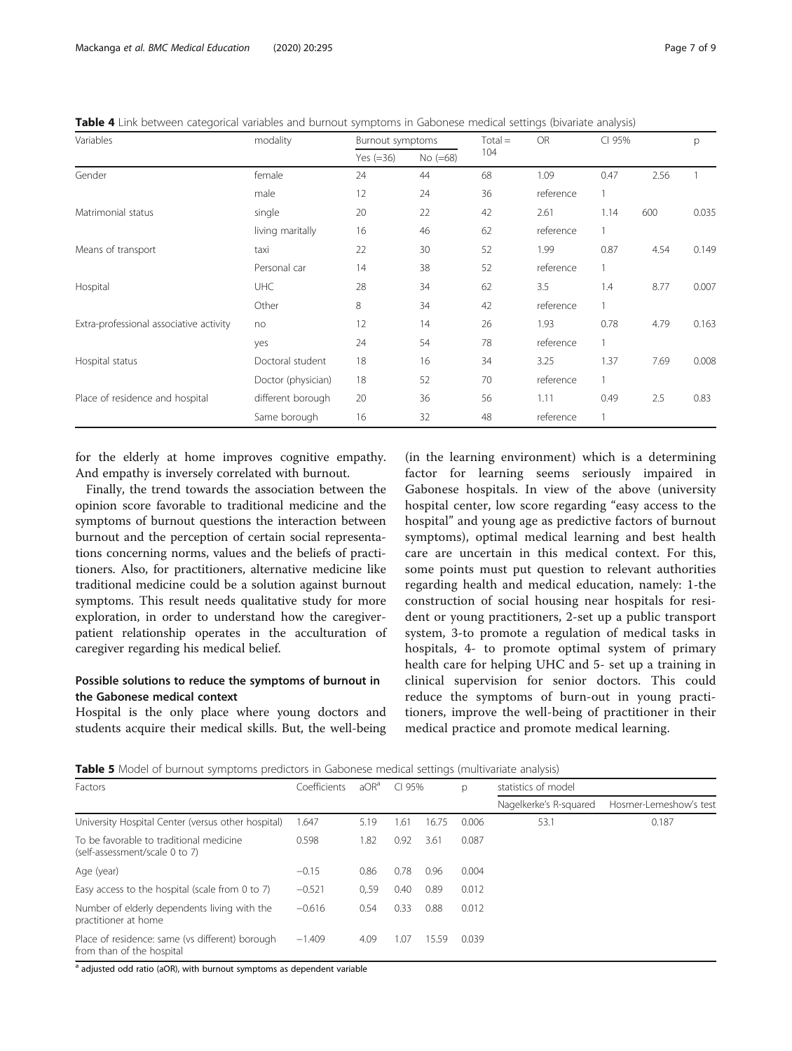**Table 4** Link between categorical variables and burnout symptoms in Gabonese medical settings (bivariate analysis)

| Variables | modality | Burnout symptoms | | Total = 104 | OR | CI 95% | | p |
|---|---|---|---|---|---|---|---|---|
| | | Yes (=36) | No (=68) | | | | | |
| Gender | female | 24 | 44 | 68 | 1.09 | 0.47 | 2.56 | 1 |
| | male | 12 | 24 | 36 | reference | 1 | | |
| Matrimonial status | single | 20 | 22 | 42 | 2.61 | 1.14 | 600 | 0.035 |
| | living maritally | 16 | 46 | 62 | reference | 1 | | |
| Means of transport | taxi | 22 | 30 | 52 | 1.99 | 0.87 | 4.54 | 0.149 |
| | Personal car | 14 | 38 | 52 | reference | 1 | | |
| Hospital | UHC | 28 | 34 | 62 | 3.5 | 1.4 | 8.77 | 0.007 |
| | Other | 8 | 34 | 42 | reference | 1 | | |
| Extra-professional associative activity | no | 12 | 14 | 26 | 1.93 | 0.78 | 4.79 | 0.163 |
| | yes | 24 | 54 | 78 | reference | 1 | | |
| Hospital status | Doctoral student | 18 | 16 | 34 | 3.25 | 1.37 | 7.69 | 0.008 |
| | Doctor (physician) | 18 | 52 | 70 | reference | 1 | | |
| Place of residence and hospital | different borough | 20 | 36 | 56 | 1.11 | 0.49 | 2.5 | 0.83 |
| | Same borough | 16 | 32 | 48 | reference | 1 | | |

for the elderly at home improves cognitive empathy. And empathy is inversely correlated with burnout.

Finally, the trend towards the association between the opinion score favorable to traditional medicine and the symptoms of burnout questions the interaction between burnout and the perception of certain social representations concerning norms, values and the beliefs of practitioners. Also, for practitioners, alternative medicine like traditional medicine could be a solution against burnout symptoms. This result needs qualitative study for more exploration, in order to understand how the caregiver-patient relationship operates in the acculturation of caregiver regarding his medical belief.

### Possible solutions to reduce the symptoms of burnout in the Gabonese medical context

Hospital is the only place where young doctors and students acquire their medical skills. But, the well-being (in the learning environment) which is a determining factor for learning seems seriously impaired in Gabonese hospitals. In view of the above (university hospital center, low score regarding "easy access to the hospital" and young age as predictive factors of burnout symptoms), optimal medical learning and best health care are uncertain in this medical context. For this, some points must put question to relevant authorities regarding health and medical education, namely: 1-the construction of social housing near hospitals for resident or young practitioners, 2-set up a public transport system, 3-to promote a regulation of medical tasks in hospitals, 4- to promote optimal system of primary health care for helping UHC and 5- set up a training in clinical supervision for senior doctors. This could reduce the symptoms of burn-out in young practitioners, improve the well-being of practitioner in their medical practice and promote medical learning.

**Table 5** Model of burnout symptoms predictors in Gabonese medical settings (multivariate analysis)

| Factors | Coefficients | aOR[a] | CI 95% | | p | statistics of model | |
|---|---|---|---|---|---|---|---|
| | | | | | | Nagelkerke's R-squared | Hosmer-Lemeshow's test |
| University Hospital Center (versus other hospital) | 1.647 | 5.19 | 1.61 | 16.75 | 0.006 | 53.1 | 0.187 |
| To be favorable to traditional medicine (self-assessment/scale 0 to 7) | 0.598 | 1.82 | 0.92 | 3.61 | 0.087 | | |
| Age (year) | −0.15 | 0.86 | 0.78 | 0.96 | 0.004 | | |
| Easy access to the hospital (scale from 0 to 7) | −0.521 | 0,.59 | 0.40 | 0.89 | 0.012 | | |
| Number of elderly dependents living with the practitioner at home | −0.616 | 0.54 | 0.33 | 0.88 | 0.012 | | |
| Place of residence: same (vs different) borough from than of the hospital | −1.409 | 4.09 | 1.07 | 15.59 | 0.039 | | |

[a] adjusted odd ratio (aOR), with burnout symptoms as dependent variable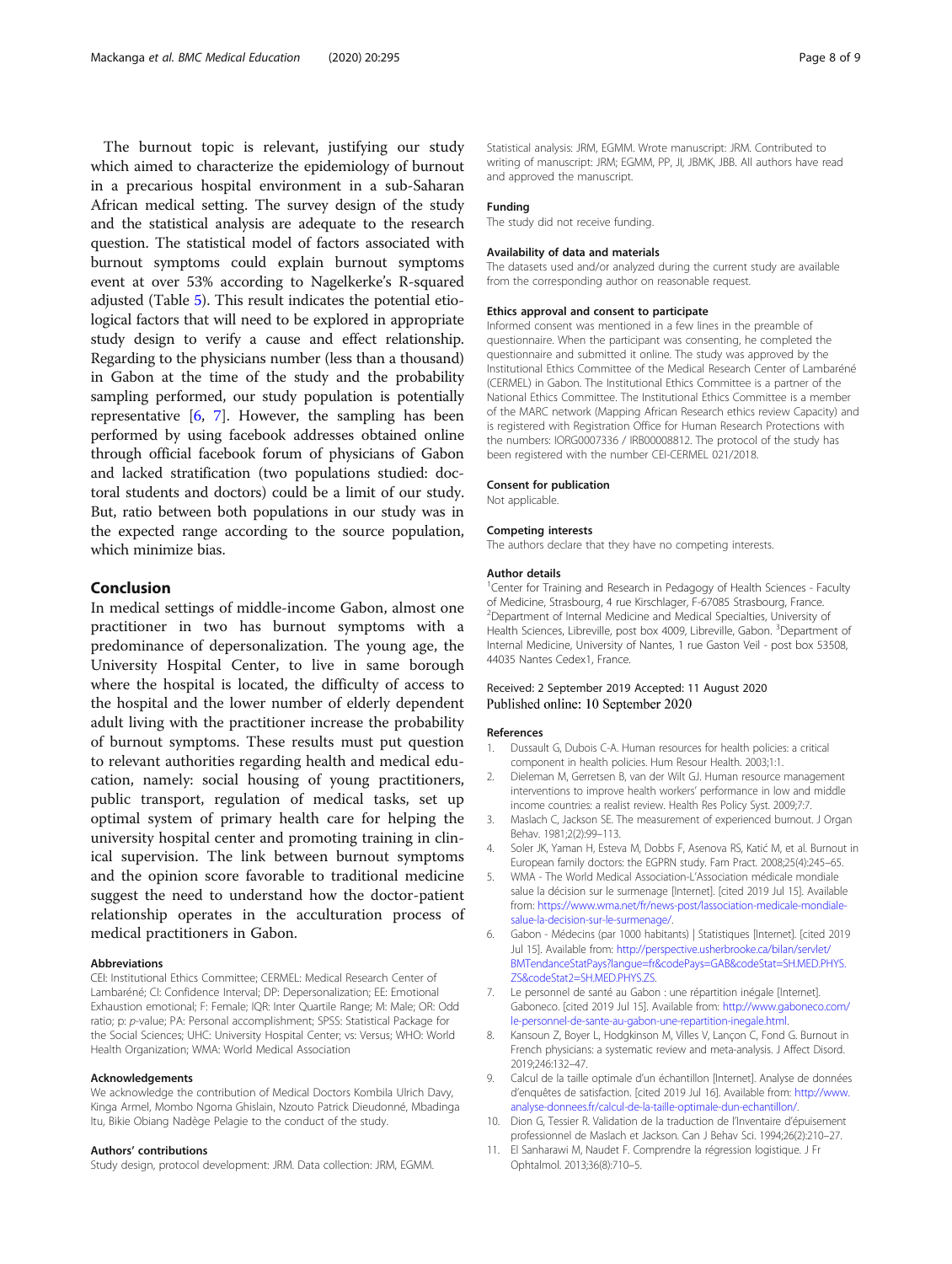The burnout topic is relevant, justifying our study which aimed to characterize the epidemiology of burnout in a precarious hospital environment in a sub-Saharan African medical setting. The survey design of the study and the statistical analysis are adequate to the research question. The statistical model of factors associated with burnout symptoms could explain burnout symptoms event at over 53% according to Nagelkerke's R-squared adjusted (Table 5). This result indicates the potential etiological factors that will need to be explored in appropriate study design to verify a cause and effect relationship. Regarding to the physicians number (less than a thousand) in Gabon at the time of the study and the probability sampling performed, our study population is potentially representative [6, 7]. However, the sampling has been performed by using facebook addresses obtained online through official facebook forum of physicians of Gabon and lacked stratification (two populations studied: doctoral students and doctors) could be a limit of our study. But, ratio between both populations in our study was in the expected range according to the source population, which minimize bias.

## Conclusion

In medical settings of middle-income Gabon, almost one practitioner in two has burnout symptoms with a predominance of depersonalization. The young age, the University Hospital Center, to live in same borough where the hospital is located, the difficulty of access to the hospital and the lower number of elderly dependent adult living with the practitioner increase the probability of burnout symptoms. These results must put question to relevant authorities regarding health and medical education, namely: social housing of young practitioners, public transport, regulation of medical tasks, set up optimal system of primary health care for helping the university hospital center and promoting training in clinical supervision. The link between burnout symptoms and the opinion score favorable to traditional medicine suggest the need to understand how the doctor-patient relationship operates in the acculturation process of medical practitioners in Gabon.

#### Abbreviations

CEI: Institutional Ethics Committee; CERMEL: Medical Research Center of Lambaréné; CI: Confidence Interval; DP: Depersonalization; EE: Emotional Exhaustion emotional; F: Female; IQR: Inter Quartile Range; M: Male; OR: Odd ratio; p: p-value; PA: Personal accomplishment; SPSS: Statistical Package for the Social Sciences; UHC: University Hospital Center; vs: Versus; WHO: World Health Organization; WMA: World Medical Association

#### Acknowledgements

We acknowledge the contribution of Medical Doctors Kombila Ulrich Davy, Kinga Armel, Mombo Ngoma Ghislain, Nzouto Patrick Dieudonné, Mbadinga Itu, Bikie Obiang Nadège Pelagie to the conduct of the study.

#### Authors' contributions

Study design, protocol development: JRM. Data collection: JRM, EGMM. Statistical analysis: JRM, EGMM. Wrote manuscript: JRM. Contributed to writing of manuscript: JRM; EGMM, PP, JI, JBMK, JBB. All authors have read and approved the manuscript.

#### Funding

The study did not receive funding.

#### Availability of data and materials

The datasets used and/or analyzed during the current study are available from the corresponding author on reasonable request.

#### Ethics approval and consent to participate

Informed consent was mentioned in a few lines in the preamble of questionnaire. When the participant was consenting, he completed the questionnaire and submitted it online. The study was approved by the Institutional Ethics Committee of the Medical Research Center of Lambaréné (CERMEL) in Gabon. The Institutional Ethics Committee is a partner of the National Ethics Committee. The Institutional Ethics Committee is a member of the MARC network (Mapping African Research ethics review Capacity) and is registered with Registration Office for Human Research Protections with the numbers: IORG0007336 / IRB00008812. The protocol of the study has been registered with the number CEI-CERMEL 021/2018.

#### Consent for publication

Not applicable.

#### Competing interests

The authors declare that they have no competing interests.

#### Author details

[1]Center for Training and Research in Pedagogy of Health Sciences - Faculty of Medicine, Strasbourg, 4 rue Kirschlager, F-67085 Strasbourg, France. [2]Department of Internal Medicine and Medical Specialties, University of Health Sciences, Libreville, post box 4009, Libreville, Gabon. [3]Department of Internal Medicine, University of Nantes, 1 rue Gaston Veil - post box 53508, 44035 Nantes Cedex1, France.

Received: 2 September 2019 Accepted: 11 August 2020
Published online: 10 September 2020

#### References

1. Dussault G, Dubois C-A. Human resources for health policies: a critical component in health policies. Hum Resour Health. 2003;1:1.
2. Dieleman M, Gerretsen B, van der Wilt GJ. Human resource management interventions to improve health workers' performance in low and middle income countries: a realist review. Health Res Policy Syst. 2009;7:7.
3. Maslach C, Jackson SE. The measurement of experienced burnout. J Organ Behav. 1981;2(2):99–113.
4. Soler JK, Yaman H, Esteva M, Dobbs F, Asenova RS, Katić M, et al. Burnout in European family doctors: the EGPRN study. Fam Pract. 2008;25(4):245–65.
5. WMA - The World Medical Association-L'Association médicale mondiale salue la décision sur le surmenage [Internet]. [cited 2019 Jul 15]. Available from: https://www.wma.net/fr/news-post/lassociation-medicale-mondiale-salue-la-decision-sur-le-surmenage/.
6. Gabon - Médecins (par 1000 habitants) | Statistiques [Internet]. [cited 2019 Jul 15]. Available from: http://perspective.usherbrooke.ca/bilan/servlet/BMTendanceStatPays?langue=fr&codePays=GAB&codeStat=SH.MED.PHYS.ZS&codeStat2=SH.MED.PHYS.ZS.
7. Le personnel de santé au Gabon : une répartition inégale [Internet]. Gaboneco. [cited 2019 Jul 15]. Available from: http://www.gaboneco.com/le-personnel-de-sante-au-gabon-une-repartition-inegale.html.
8. Kansoun Z, Boyer L, Hodgkinson M, Villes V, Lançon C, Fond G. Burnout in French physicians: a systematic review and meta-analysis. J Affect Disord. 2019;246:132–47.
9. Calcul de la taille optimale d'un échantillon [Internet]. Analyse de données d'enquêtes de satisfaction. [cited 2019 Jul 16]. Available from: http://www.analyse-donnees.fr/calcul-de-la-taille-optimale-dun-echantillon/.
10. Dion G, Tessier R. Validation de la traduction de l'Inventaire d'épuisement professionnel de Maslach et Jackson. Can J Behav Sci. 1994;26(2):210–27.
11. El Sanharawi M, Naudet F. Comprendre la régression logistique. J Fr Ophtalmol. 2013;36(8):710–5.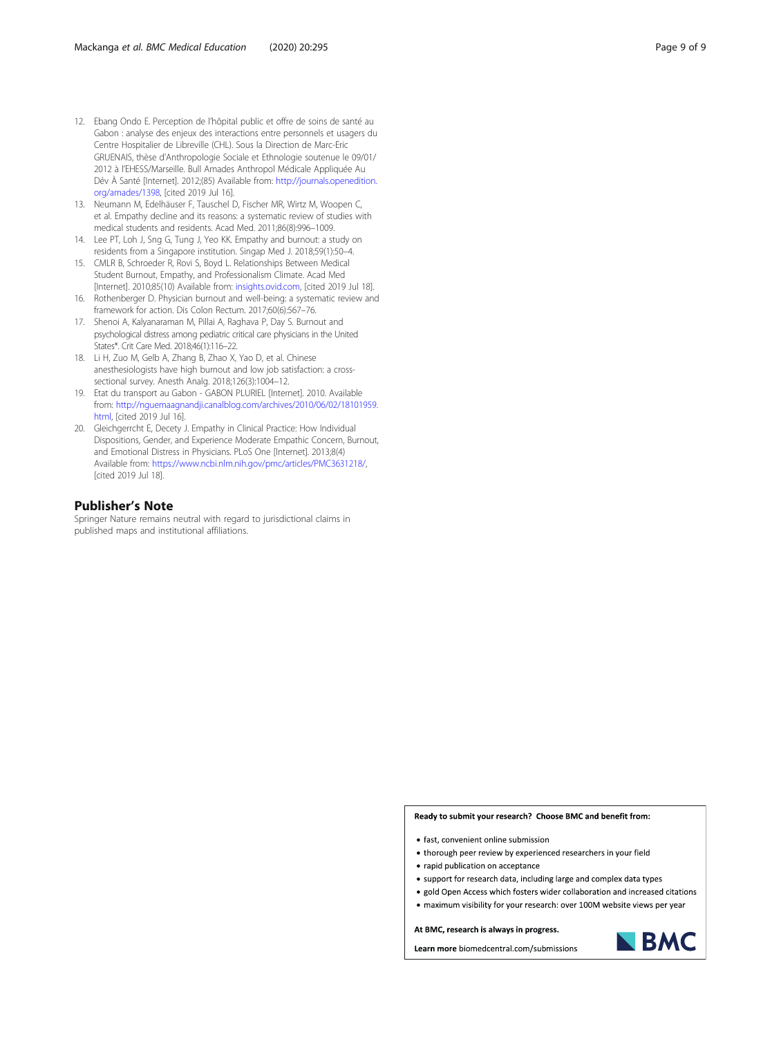12. Ebang Ondo E. Perception de l'hôpital public et offre de soins de santé au Gabon : analyse des enjeux des interactions entre personnels et usagers du Centre Hospitalier de Libreville (CHL). Sous la Direction de Marc-Eric GRUENAIS, thèse d'Anthropologie Sociale et Ethnologie soutenue le 09/01/2012 à l'EHESS/Marseille. Bull Amades Anthropol Médicale Appliquée Au Dév À Santé [Internet]. 2012;(85) Available from: http://journals.openedition.org/amades/1398, [cited 2019 Jul 16].
13. Neumann M, Edelhäuser F, Tauschel D, Fischer MR, Wirtz M, Woopen C, et al. Empathy decline and its reasons: a systematic review of studies with medical students and residents. Acad Med. 2011;86(8):996–1009.
14. Lee PT, Loh J, Sng G, Tung J, Yeo KK. Empathy and burnout: a study on residents from a Singapore institution. Singap Med J. 2018;59(1):50–4.
15. CMLR B, Schroeder R, Rovi S, Boyd L. Relationships Between Medical Student Burnout, Empathy, and Professionalism Climate. Acad Med [Internet]. 2010;85(10) Available from: insights.ovid.com, [cited 2019 Jul 18].
16. Rothenberger D. Physician burnout and well-being: a systematic review and framework for action. Dis Colon Rectum. 2017;60(6):567–76.
17. Shenoi A, Kalyanaraman M, Pillai A, Raghava P, Day S. Burnout and psychological distress among pediatric critical care physicians in the United States*. Crit Care Med. 2018;46(1):116–22.
18. Li H, Zuo M, Gelb A, Zhang B, Zhao X, Yao D, et al. Chinese anesthesiologists have high burnout and low job satisfaction: a cross-sectional survey. Anesth Analg. 2018;126(3):1004–12.
19. Etat du transport au Gabon - GABON PLURIEL [Internet]. 2010. Available from: http://nguemaagnandji.canalblog.com/archives/2010/06/02/18101959.html, [cited 2019 Jul 16].
20. Gleichgerrcht E, Decety J. Empathy in Clinical Practice: How Individual Dispositions, Gender, and Experience Moderate Empathic Concern, Burnout, and Emotional Distress in Physicians. PLoS One [Internet]. 2013;8(4) Available from: https://www.ncbi.nlm.nih.gov/pmc/articles/PMC3631218/, [cited 2019 Jul 18].

## Publisher's Note

Springer Nature remains neutral with regard to jurisdictional claims in published maps and institutional affiliations.

**Ready to submit your research? Choose BMC and benefit from:**

- fast, convenient online submission
- thorough peer review by experienced researchers in your field
- rapid publication on acceptance
- support for research data, including large and complex data types
- gold Open Access which fosters wider collaboration and increased citations
- maximum visibility for your research: over 100M website views per year

**At BMC, research is always in progress.**

**Learn more** biomedcentral.com/submissions

BMC